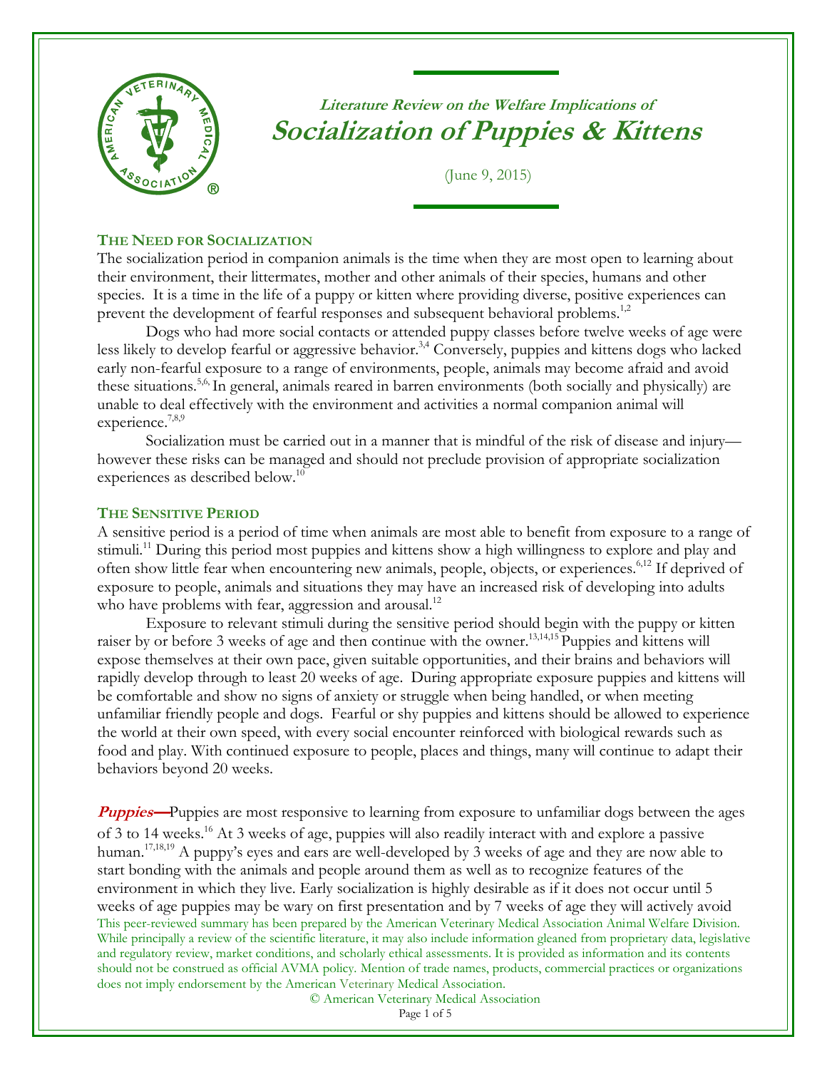# Literature Review on the Welfare Implications of Socialization of Puppies & Kittens

(June 9, 2015)

## THE NEED FOR SOCIALIZATION

The socialization period in companion animals is the time when they are most open to learning about their environment, their littermates, mother and other animals of their species, humans and other species. It is a time in the life of a puppy or kitten where providing diverse, positive experiences can prevent the development of fearful responses and subsequent behavioral problems.[1,2]

Dogs who had more social contacts or attended puppy classes before twelve weeks of age were less likely to develop fearful or aggressive behavior.[3,4] Conversely, puppies and kittens dogs who lacked early non-fearful exposure to a range of environments, people, animals may become afraid and avoid these situations.[5,6] In general, animals reared in barren environments (both socially and physically) are unable to deal effectively with the environment and activities a normal companion animal will experience.[7,8,9]

Socialization must be carried out in a manner that is mindful of the risk of disease and injury—however these risks can be managed and should not preclude provision of appropriate socialization experiences as described below.[10]

## THE SENSITIVE PERIOD

A sensitive period is a period of time when animals are most able to benefit from exposure to a range of stimuli.[11] During this period most puppies and kittens show a high willingness to explore and play and often show little fear when encountering new animals, people, objects, or experiences.[6,12] If deprived of exposure to people, animals and situations they may have an increased risk of developing into adults who have problems with fear, aggression and arousal.[12]

Exposure to relevant stimuli during the sensitive period should begin with the puppy or kitten raiser by or before 3 weeks of age and then continue with the owner.[13,14,15] Puppies and kittens will expose themselves at their own pace, given suitable opportunities, and their brains and behaviors will rapidly develop through to least 20 weeks of age. During appropriate exposure puppies and kittens will be comfortable and show no signs of anxiety or struggle when being handled, or when meeting unfamiliar friendly people and dogs. Fearful or shy puppies and kittens should be allowed to experience the world at their own speed, with every social encounter reinforced with biological rewards such as food and play. With continued exposure to people, places and things, many will continue to adapt their behaviors beyond 20 weeks.

***Puppies—*** Puppies are most responsive to learning from exposure to unfamiliar dogs between the ages of 3 to 14 weeks.[16] At 3 weeks of age, puppies will also readily interact with and explore a passive human.[17,18,19] A puppy's eyes and ears are well-developed by 3 weeks of age and they are now able to start bonding with the animals and people around them as well as to recognize features of the environment in which they live. Early socialization is highly desirable as if it does not occur until 5 weeks of age puppies may be wary on first presentation and by 7 weeks of age they will actively avoid

This peer-reviewed summary has been prepared by the American Veterinary Medical Association Animal Welfare Division. While principally a review of the scientific literature, it may also include information gleaned from proprietary data, legislative and regulatory review, market conditions, and scholarly ethical assessments. It is provided as information and its contents should not be construed as official AVMA policy. Mention of trade names, products, commercial practices or organizations does not imply endorsement by the American Veterinary Medical Association.

© American Veterinary Medical Association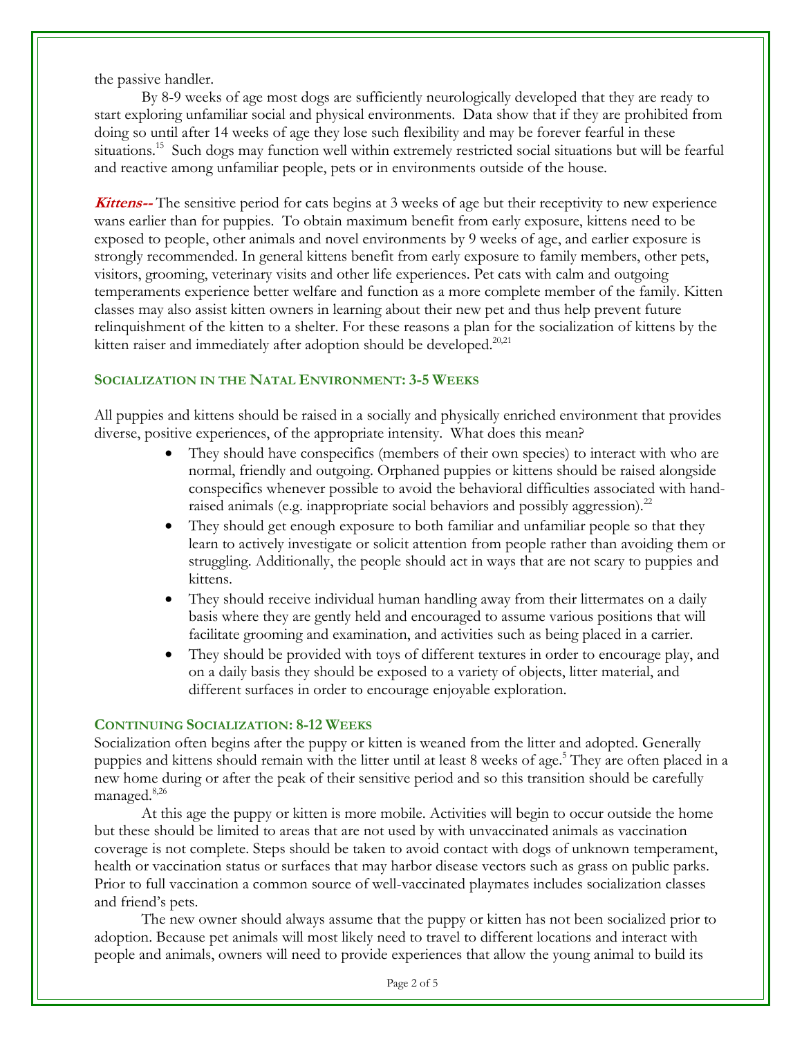the passive handler.

By 8-9 weeks of age most dogs are sufficiently neurologically developed that they are ready to start exploring unfamiliar social and physical environments. Data show that if they are prohibited from doing so until after 14 weeks of age they lose such flexibility and may be forever fearful in these situations.[15] Such dogs may function well within extremely restricted social situations but will be fearful and reactive among unfamiliar people, pets or in environments outside of the house.

***Kittens--*** The sensitive period for cats begins at 3 weeks of age but their receptivity to new experience wans earlier than for puppies. To obtain maximum benefit from early exposure, kittens need to be exposed to people, other animals and novel environments by 9 weeks of age, and earlier exposure is strongly recommended. In general kittens benefit from early exposure to family members, other pets, visitors, grooming, veterinary visits and other life experiences. Pet cats with calm and outgoing temperaments experience better welfare and function as a more complete member of the family. Kitten classes may also assist kitten owners in learning about their new pet and thus help prevent future relinquishment of the kitten to a shelter. For these reasons a plan for the socialization of kittens by the kitten raiser and immediately after adoption should be developed.[20,21]

## Socialization in the Natal Environment: 3-5 Weeks

All puppies and kittens should be raised in a socially and physically enriched environment that provides diverse, positive experiences, of the appropriate intensity. What does this mean?

- They should have conspecifics (members of their own species) to interact with who are normal, friendly and outgoing. Orphaned puppies or kittens should be raised alongside conspecifics whenever possible to avoid the behavioral difficulties associated with hand-raised animals (e.g. inappropriate social behaviors and possibly aggression).[22]
- They should get enough exposure to both familiar and unfamiliar people so that they learn to actively investigate or solicit attention from people rather than avoiding them or struggling. Additionally, the people should act in ways that are not scary to puppies and kittens.
- They should receive individual human handling away from their littermates on a daily basis where they are gently held and encouraged to assume various positions that will facilitate grooming and examination, and activities such as being placed in a carrier.
- They should be provided with toys of different textures in order to encourage play, and on a daily basis they should be exposed to a variety of objects, litter material, and different surfaces in order to encourage enjoyable exploration.

## Continuing Socialization: 8-12 Weeks

Socialization often begins after the puppy or kitten is weaned from the litter and adopted. Generally puppies and kittens should remain with the litter until at least 8 weeks of age.[5] They are often placed in a new home during or after the peak of their sensitive period and so this transition should be carefully managed.[8,26]

At this age the puppy or kitten is more mobile. Activities will begin to occur outside the home but these should be limited to areas that are not used by with unvaccinated animals as vaccination coverage is not complete. Steps should be taken to avoid contact with dogs of unknown temperament, health or vaccination status or surfaces that may harbor disease vectors such as grass on public parks. Prior to full vaccination a common source of well-vaccinated playmates includes socialization classes and friend's pets.

The new owner should always assume that the puppy or kitten has not been socialized prior to adoption. Because pet animals will most likely need to travel to different locations and interact with people and animals, owners will need to provide experiences that allow the young animal to build its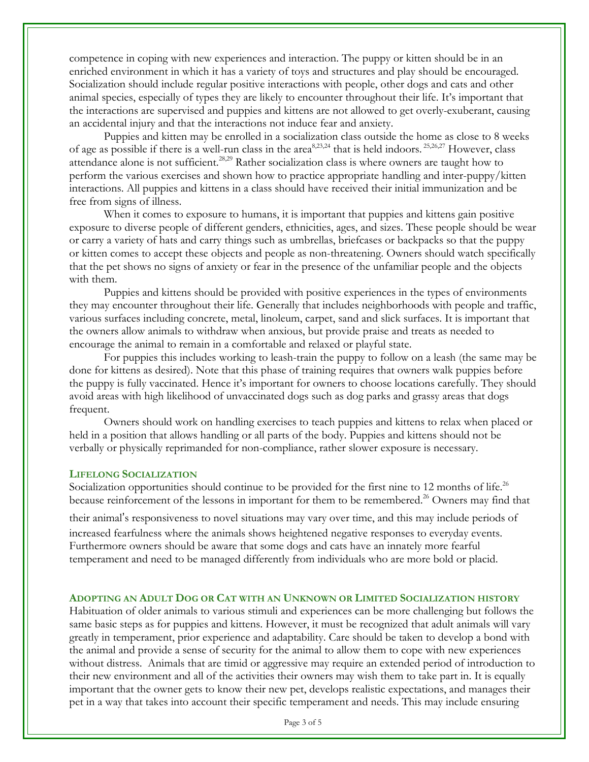competence in coping with new experiences and interaction. The puppy or kitten should be in an enriched environment in which it has a variety of toys and structures and play should be encouraged. Socialization should include regular positive interactions with people, other dogs and cats and other animal species, especially of types they are likely to encounter throughout their life. It's important that the interactions are supervised and puppies and kittens are not allowed to get overly-exuberant, causing an accidental injury and that the interactions not induce fear and anxiety.

Puppies and kitten may be enrolled in a socialization class outside the home as close to 8 weeks of age as possible if there is a well-run class in the area[8,23,24] that is held indoors.[25,26,27] However, class attendance alone is not sufficient.[28,29] Rather socialization class is where owners are taught how to perform the various exercises and shown how to practice appropriate handling and inter-puppy/kitten interactions. All puppies and kittens in a class should have received their initial immunization and be free from signs of illness.

When it comes to exposure to humans, it is important that puppies and kittens gain positive exposure to diverse people of different genders, ethnicities, ages, and sizes. These people should be wear or carry a variety of hats and carry things such as umbrellas, briefcases or backpacks so that the puppy or kitten comes to accept these objects and people as non-threatening. Owners should watch specifically that the pet shows no signs of anxiety or fear in the presence of the unfamiliar people and the objects with them.

Puppies and kittens should be provided with positive experiences in the types of environments they may encounter throughout their life. Generally that includes neighborhoods with people and traffic, various surfaces including concrete, metal, linoleum, carpet, sand and slick surfaces. It is important that the owners allow animals to withdraw when anxious, but provide praise and treats as needed to encourage the animal to remain in a comfortable and relaxed or playful state.

For puppies this includes working to leash-train the puppy to follow on a leash (the same may be done for kittens as desired). Note that this phase of training requires that owners walk puppies before the puppy is fully vaccinated. Hence it's important for owners to choose locations carefully. They should avoid areas with high likelihood of unvaccinated dogs such as dog parks and grassy areas that dogs frequent.

Owners should work on handling exercises to teach puppies and kittens to relax when placed or held in a position that allows handling or all parts of the body. Puppies and kittens should not be verbally or physically reprimanded for non-compliance, rather slower exposure is necessary.

### Lifelong Socialization

Socialization opportunities should continue to be provided for the first nine to 12 months of life.[26] because reinforcement of the lessons in important for them to be remembered.[26] Owners may find that their animal's responsiveness to novel situations may vary over time, and this may include periods of increased fearfulness where the animals shows heightened negative responses to everyday events. Furthermore owners should be aware that some dogs and cats have an innately more fearful temperament and need to be managed differently from individuals who are more bold or placid.

### Adopting an Adult Dog or Cat with an Unknown or Limited Socialization history

Habituation of older animals to various stimuli and experiences can be more challenging but follows the same basic steps as for puppies and kittens. However, it must be recognized that adult animals will vary greatly in temperament, prior experience and adaptability. Care should be taken to develop a bond with the animal and provide a sense of security for the animal to allow them to cope with new experiences without distress. Animals that are timid or aggressive may require an extended period of introduction to their new environment and all of the activities their owners may wish them to take part in. It is equally important that the owner gets to know their new pet, develops realistic expectations, and manages their pet in a way that takes into account their specific temperament and needs. This may include ensuring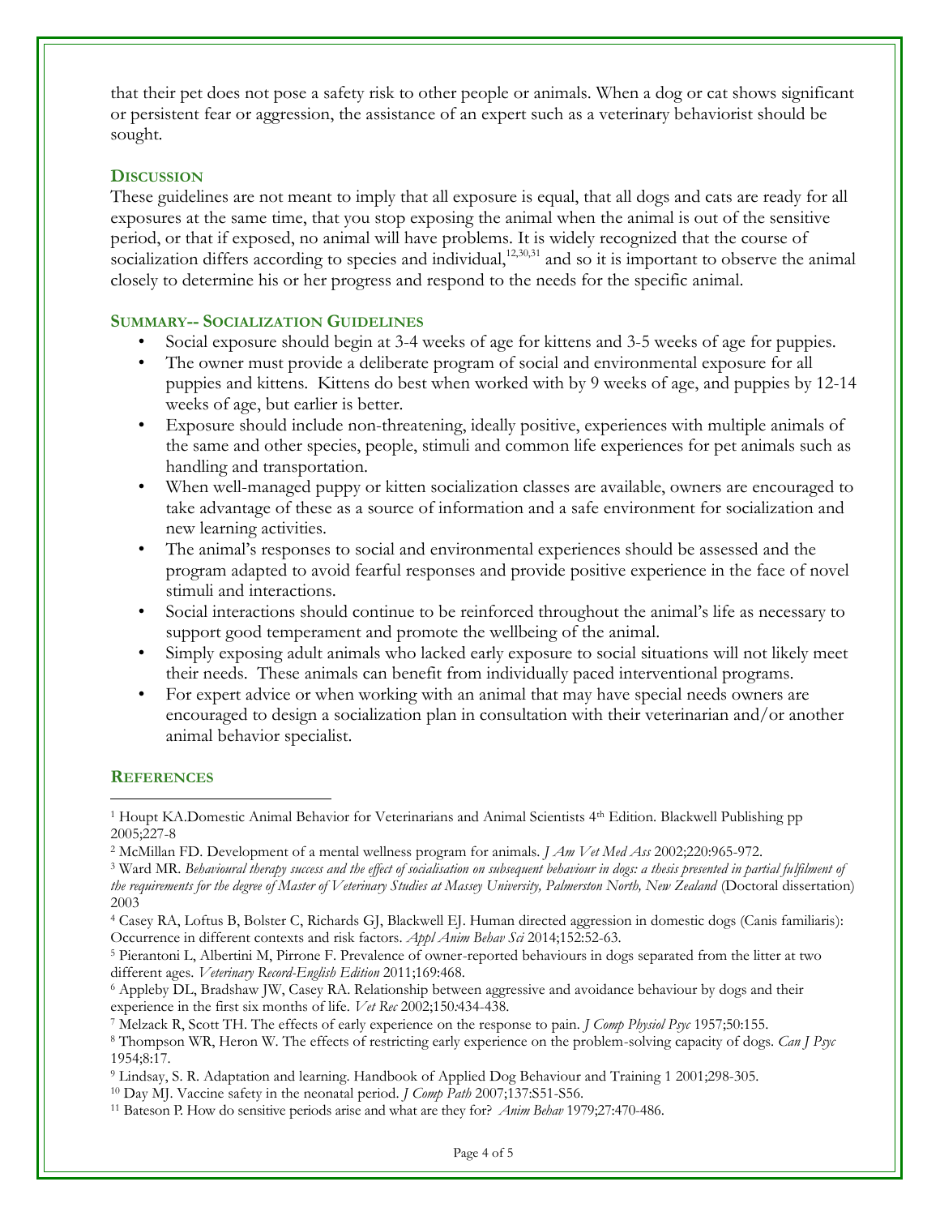that their pet does not pose a safety risk to other people or animals. When a dog or cat shows significant or persistent fear or aggression, the assistance of an expert such as a veterinary behaviorist should be sought.

## Discussion

These guidelines are not meant to imply that all exposure is equal, that all dogs and cats are ready for all exposures at the same time, that you stop exposing the animal when the animal is out of the sensitive period, or that if exposed, no animal will have problems. It is widely recognized that the course of socialization differs according to species and individual,[12,30,31] and so it is important to observe the animal closely to determine his or her progress and respond to the needs for the specific animal.

## Summary-- Socialization Guidelines

- Social exposure should begin at 3-4 weeks of age for kittens and 3-5 weeks of age for puppies.
- The owner must provide a deliberate program of social and environmental exposure for all puppies and kittens. Kittens do best when worked with by 9 weeks of age, and puppies by 12-14 weeks of age, but earlier is better.
- Exposure should include non-threatening, ideally positive, experiences with multiple animals of the same and other species, people, stimuli and common life experiences for pet animals such as handling and transportation.
- When well-managed puppy or kitten socialization classes are available, owners are encouraged to take advantage of these as a source of information and a safe environment for socialization and new learning activities.
- The animal's responses to social and environmental experiences should be assessed and the program adapted to avoid fearful responses and provide positive experience in the face of novel stimuli and interactions.
- Social interactions should continue to be reinforced throughout the animal's life as necessary to support good temperament and promote the wellbeing of the animal.
- Simply exposing adult animals who lacked early exposure to social situations will not likely meet their needs. These animals can benefit from individually paced interventional programs.
- For expert advice or when working with an animal that may have special needs owners are encouraged to design a socialization plan in consultation with their veterinarian and/or another animal behavior specialist.

## References

[1] Houpt KA.Domestic Animal Behavior for Veterinarians and Animal Scientists 4th Edition. Blackwell Publishing pp 2005;227-8

[2] McMillan FD. Development of a mental wellness program for animals. *J Am Vet Med Ass* 2002;220:965-972.

[3] Ward MR. *Behavioural therapy success and the effect of socialisation on subsequent behaviour in dogs: a thesis presented in partial fulfilment of the requirements for the degree of Master of Veterinary Studies at Massey University, Palmerston North, New Zealand* (Doctoral dissertation) 2003

[4] Casey RA, Loftus B, Bolster C, Richards GJ, Blackwell EJ. Human directed aggression in domestic dogs (Canis familiaris): Occurrence in different contexts and risk factors. *Appl Anim Behav Sci* 2014;152:52-63.

[5] Pierantoni L, Albertini M, Pirrone F. Prevalence of owner-reported behaviours in dogs separated from the litter at two different ages. *Veterinary Record-English Edition* 2011;169:468.

[6] Appleby DL, Bradshaw JW, Casey RA. Relationship between aggressive and avoidance behaviour by dogs and their experience in the first six months of life. *Vet Rec* 2002;150:434-438.

[7] Melzack R, Scott TH. The effects of early experience on the response to pain. *J Comp Physiol Psyc* 1957;50:155.

[8] Thompson WR, Heron W. The effects of restricting early experience on the problem-solving capacity of dogs. *Can J Psyc* 1954;8:17.

[9] Lindsay, S. R. Adaptation and learning. Handbook of Applied Dog Behaviour and Training 1 2001;298-305.

[10] Day MJ. Vaccine safety in the neonatal period. *J Comp Path* 2007;137:S51-S56.

[11] Bateson P. How do sensitive periods arise and what are they for? *Anim Behav* 1979;27:470-486.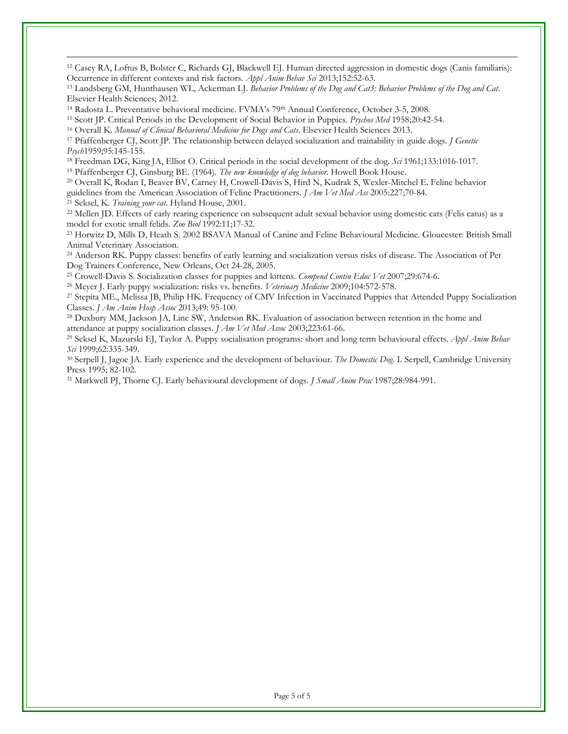[12] Casey RA, Loftus B, Bolster C, Richards GJ, Blackwell EJ. Human directed aggression in domestic dogs (Canis familiaris): Occurrence in different contexts and risk factors. *Appl Anim Behav Sci* 2013;152:52-63.

[13] Landsberg GM, Hunthausen WL, Ackerman LJ. *Behavior Problems of the Dog and Cat3: Behavior Problems of the Dog and Cat*. Elsevier Health Sciences; 2012.

[14] Radosta L. Preventative behavioral medicine. FVMA's 79th Annual Conference, October 3-5, 2008.

[15] Scott JP. Critical Periods in the Development of Social Behavior in Puppies. *Psychos Med* 1958;20:42-54.

[16] Overall K. *Manual of Clinical Behavioral Medicine for Dogs and Cats*. Elsevier Health Sciences 2013.

[17] Pfaffenberger CJ, Scott JP. The relationship between delayed socialization and trainability in guide dogs. *J Genetic Psych*1959;95:145-155.

[18] Freedman DG, King JA, Elliot O. Critical periods in the social development of the dog. *Sci* 1961;133:1016-1017.

[19] Pfaffenberger CJ, Ginsburg BE. (1964). *The new knowledge of dog behavior*. Howell Book House.

[20] Overall K, Rodan I, Beaver BV, Carney H, Crowell-Davis S, Hird N, Kudrak S, Wexler-Mitchel E. Feline behavior guidelines from the American Association of Feline Practitioners. *J Am Vet Med Ass* 2005:227;70-84.

[21] Seksel, K. *Training your cat*. Hyland House, 2001.

[22] Mellen JD. Effects of early rearing experience on subsequent adult sexual behavior using domestic cats (Felis catus) as a model for exotic small felids. *Zoo Biol* 1992:11;17-32.

[23] Horwitz D, Mills D, Heath S. 2002 BSAVA Manual of Canine and Feline Behavioural Medicine. Gloucester: British Small Animal Veterinary Association.

[24] Anderson RK. Puppy classes: benefits of early learning and socialization versus risks of disease. The Association of Pet Dog Trainers Conference, New Orleans, Oct 24-28, 2005.

[25] Crowell-Davis S. Socialization classes for puppies and kittens. *Compend Contin Educ Vet* 2007;29:674-6.

[26] Meyer J. Early puppy socialization: risks vs. benefits. *Veterinary Medicine* 2009;104:572-578.

[27] Stepita ME., Melissa JB, Philip HK. Frequency of CMV Infection in Vaccinated Puppies that Attended Puppy Socialization Classes. *J Am Anim Hosp Assoc* 2013;49: 95-100.

[28] Duxbury MM, Jackson JA, Line SW, Anderson RK. Evaluation of association between retention in the home and attendance at puppy socialization classes. *J Am Vet Med Assoc* 2003;223:61-66.

[29] Seksel K, Mazurski EJ, Taylor A. Puppy socialisation programs: short and long term behavioural effects. *Appl Anim Behav Sci* 1999;62:335-349.

[30] Serpell J, Jagoe JA. Early experience and the development of behaviour. *The Domestic Dog*. I. Serpell, Cambridge University Press 1995; 82-102.

[31] Markwell PJ, Thorne CJ. Early behavioural development of dogs. *J Small Anim Prac* 1987;28:984-991.